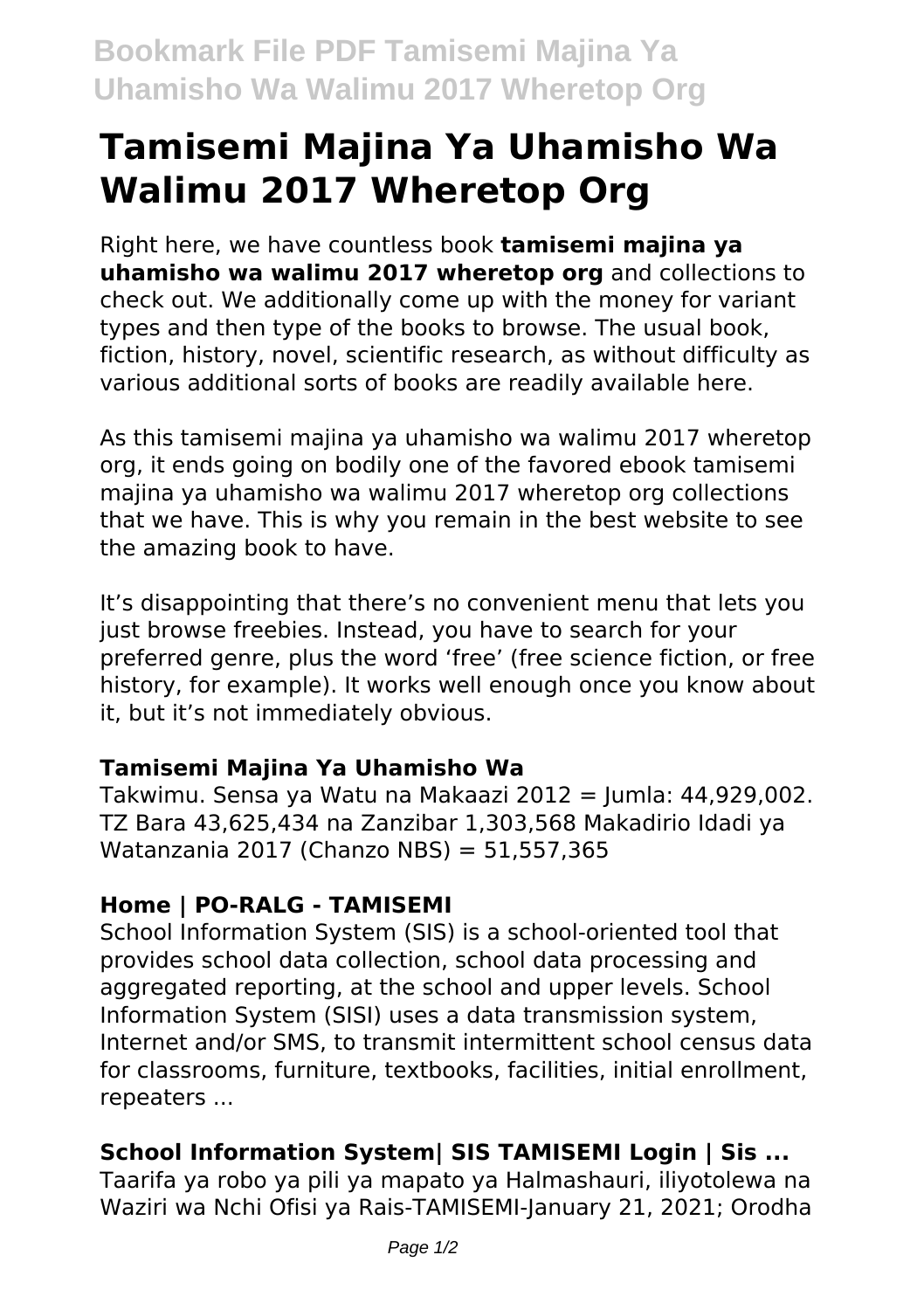# Tamisemi Majina Ya Uhamisho Wa Walimu 2017 Wheretop Org

Right here, we have countless book **tamisemi majina ya uhamisho wa walimu 2017 wheretop org** and collections to check out. We additionally come up with the money for variant types and then type of the books to browse. The usual book, fiction, history, novel, scientific research, as without difficulty as various additional sorts of books are readily available here.

As this tamisemi majina ya uhamisho wa walimu 2017 wheretop org, it ends going on bodily one of the favored ebook tamisemi majina ya uhamisho wa walimu 2017 wheretop org collections that we have. This is why you remain in the best website to see the amazing book to have.

It's disappointing that there's no convenient menu that lets you just browse freebies. Instead, you have to search for your preferred genre, plus the word 'free' (free science fiction, or free history, for example). It works well enough once you know about it, but it's not immediately obvious.

### Tamisemi Majina Ya Uhamisho Wa

Takwimu. Sensa ya Watu na Makaazi 2012 = Jumla: 44,929,002. TZ Bara 43,625,434 na Zanzibar 1,303,568 Makadirio Idadi ya Watanzania 2017 (Chanzo NBS) = 51,557,365

### Home | PO-RALG - TAMISEMI

School Information System (SIS) is a school-oriented tool that provides school data collection, school data processing and aggregated reporting, at the school and upper levels. School Information System (SISI) uses a data transmission system, Internet and/or SMS, to transmit intermittent school census data for classrooms, furniture, textbooks, facilities, initial enrollment, repeaters ...

### School Information System| SIS TAMISEMI Login | Sis ...

Taarifa ya robo ya pili ya mapato ya Halmashauri, iliyotolewa na Waziri wa Nchi Ofisi ya Rais-TAMISEMI-January 21, 2021; Orodha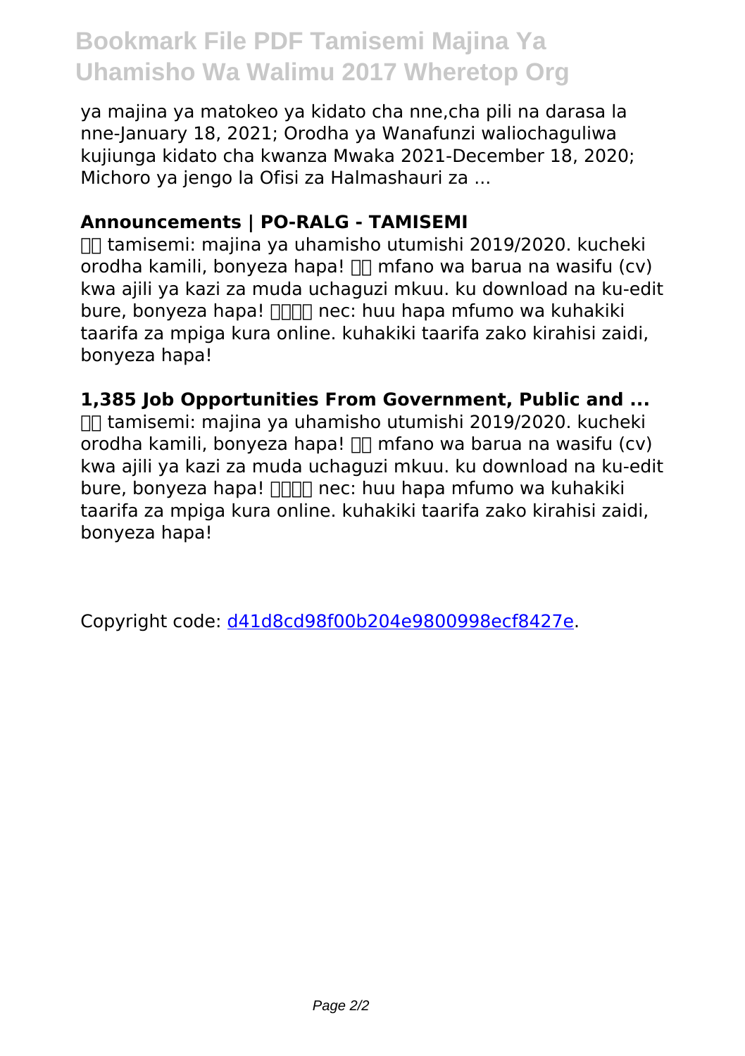ya majina ya matokeo ya kidato cha nne,cha pili na darasa la nne-January 18, 2021; Orodha ya Wanafunzi waliochaguliwa kujiunga kidato cha kwanza Mwaka 2021-December 18, 2020; Michoro ya jengo la Ofisi za Halmashauri za ...

**Announcements | PO-RALG - TAMISEMI**

□□ tamisemi: majina ya uhamisho utumishi 2019/2020. kucheki orodha kamili, bonyeza hapa! □□ mfano wa barua na wasifu (cv) kwa ajili ya kazi za muda uchaguzi mkuu. ku download na ku-edit bure, bonyeza hapa! □□□□ nec: huu hapa mfumo wa kuhakiki taarifa za mpiga kura online. kuhakiki taarifa zako kirahisi zaidi, bonyeza hapa!

**1,385 Job Opportunities From Government, Public and ...**

□□ tamisemi: majina ya uhamisho utumishi 2019/2020. kucheki orodha kamili, bonyeza hapa! □□ mfano wa barua na wasifu (cv) kwa ajili ya kazi za muda uchaguzi mkuu. ku download na ku-edit bure, bonyeza hapa! □□□□ nec: huu hapa mfumo wa kuhakiki taarifa za mpiga kura online. kuhakiki taarifa zako kirahisi zaidi, bonyeza hapa!

Copyright code: d41d8cd98f00b204e9800998ecf8427e.